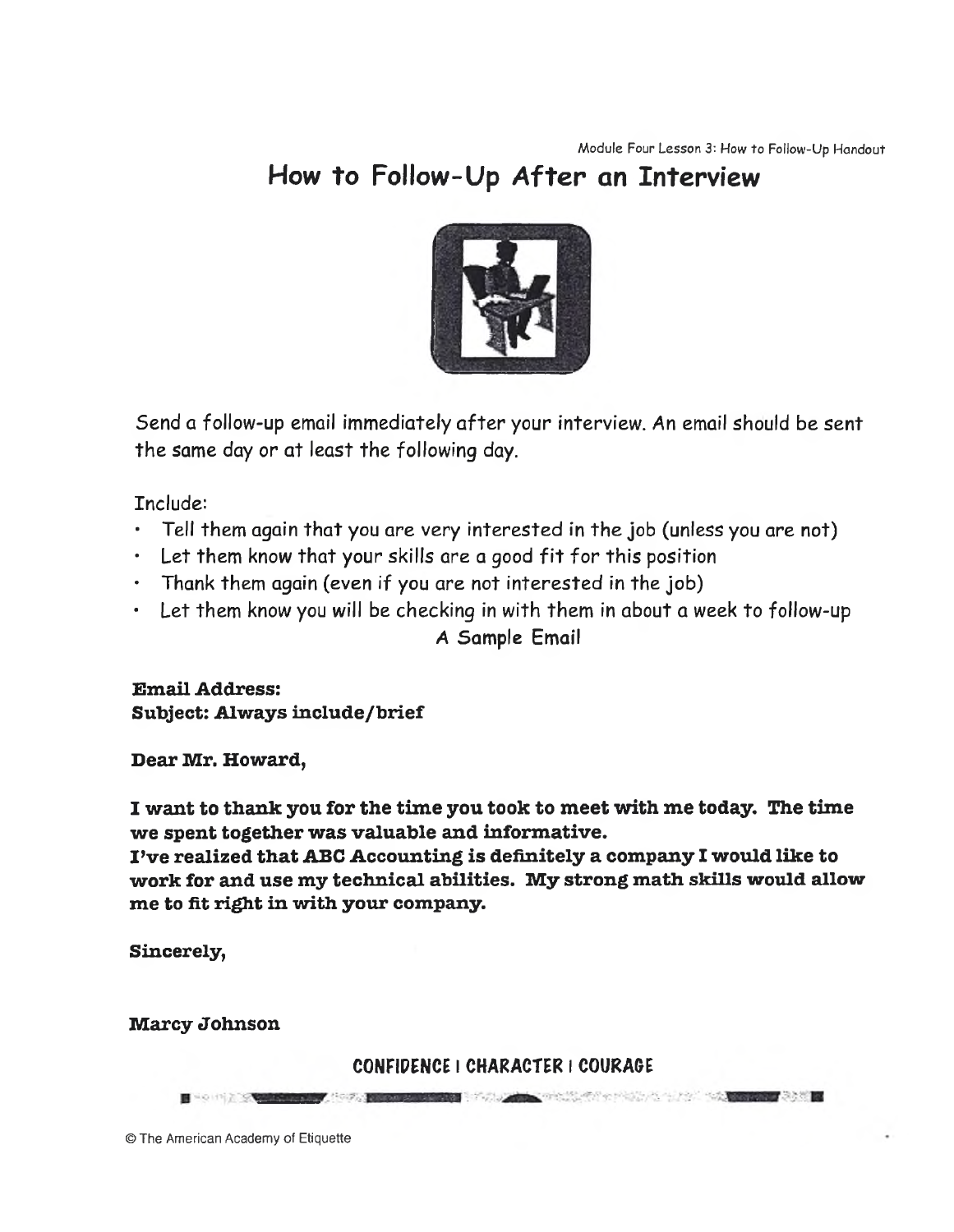Module Four Lesson 3: How to Follow-Up Handout

# How to Follow-Up After an Interview

Send a follow-up email immediately after your interview. An email should be sent the same day or at least the following day.

Include:

- Tell them again that you are very interested in the job (unless you are not)
- Let them know that your skills are a good fit for this position
- Thank them again (even if you are not interested in the job)
- Let them know you will be checking in with them in about a week to follow-up

A Sample Email

**Email Address:**
**Subject: Always include/brief**

**Dear Mr. Howard,**

**I want to thank you for the time you took to meet with me today. The time we spent together was valuable and informative.**
**I've realized that ABC Accounting is definitely a company I would like to work for and use my technical abilities. My strong math skills would allow me to fit right in with your company.**

**Sincerely,**

**Marcy Johnson**

**CONFIDENCE | CHARACTER | COURAGE**

© The American Academy of Etiquette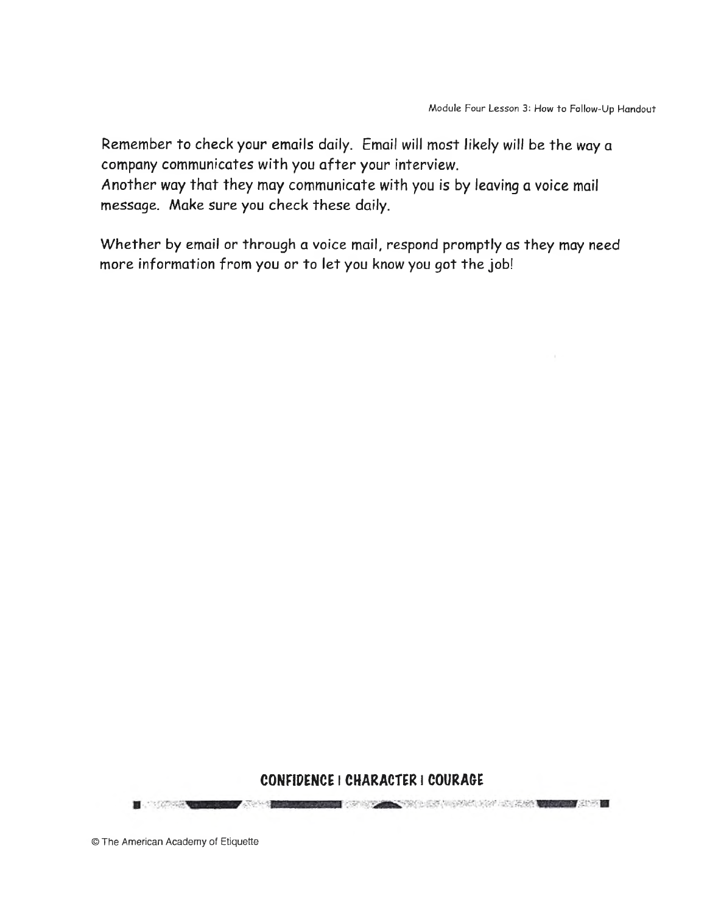Remember to check your emails daily. Email will most likely will be the way a company communicates with you after your interview.
Another way that they may communicate with you is by leaving a voice mail message. Make sure you check these daily.

Whether by email or through a voice mail, respond promptly as they may need more information from you or to let you know you got the job!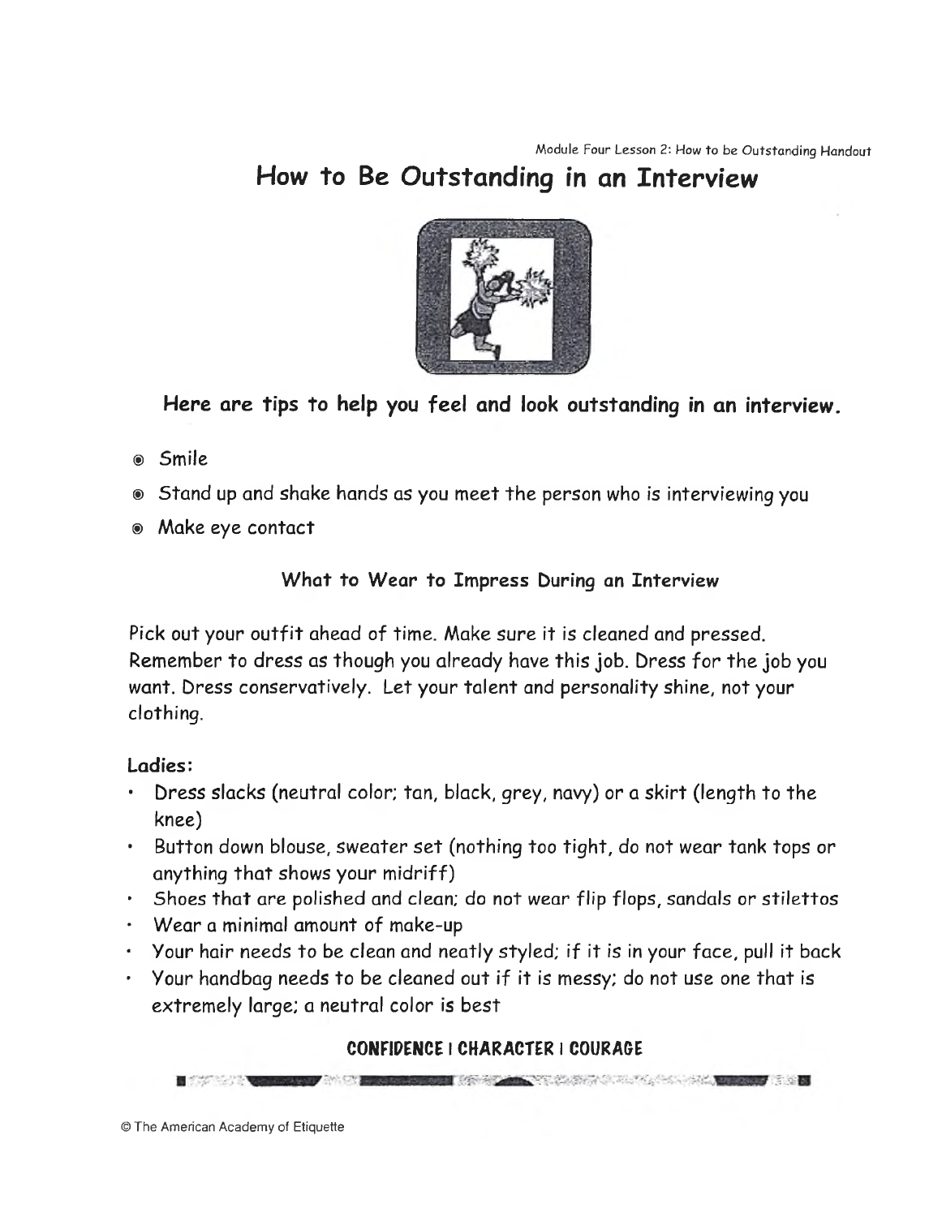# How to Be Outstanding in an Interview

**Here are tips to help you feel and look outstanding in an interview.**

- Smile
- Stand up and shake hands as you meet the person who is interviewing you
- Make eye contact

### What to Wear to Impress During an Interview

Pick out your outfit ahead of time. Make sure it is cleaned and pressed. Remember to dress as though you already have this job. Dress for the job you want. Dress conservatively. Let your talent and personality shine, not your clothing.

**Ladies:**

- Dress slacks (neutral color; tan, black, grey, navy) or a skirt (length to the knee)
- Button down blouse, sweater set (nothing too tight, do not wear tank tops or anything that shows your midriff)
- Shoes that are polished and clean; do not wear flip flops, sandals or stilettos
- Wear a minimal amount of make-up
- Your hair needs to be clean and neatly styled; if it is in your face, pull it back
- Your handbag needs to be cleaned out if it is messy; do not use one that is extremely large; a neutral color is best

**CONFIDENCE | CHARACTER | COURAGE**

© The American Academy of Etiquette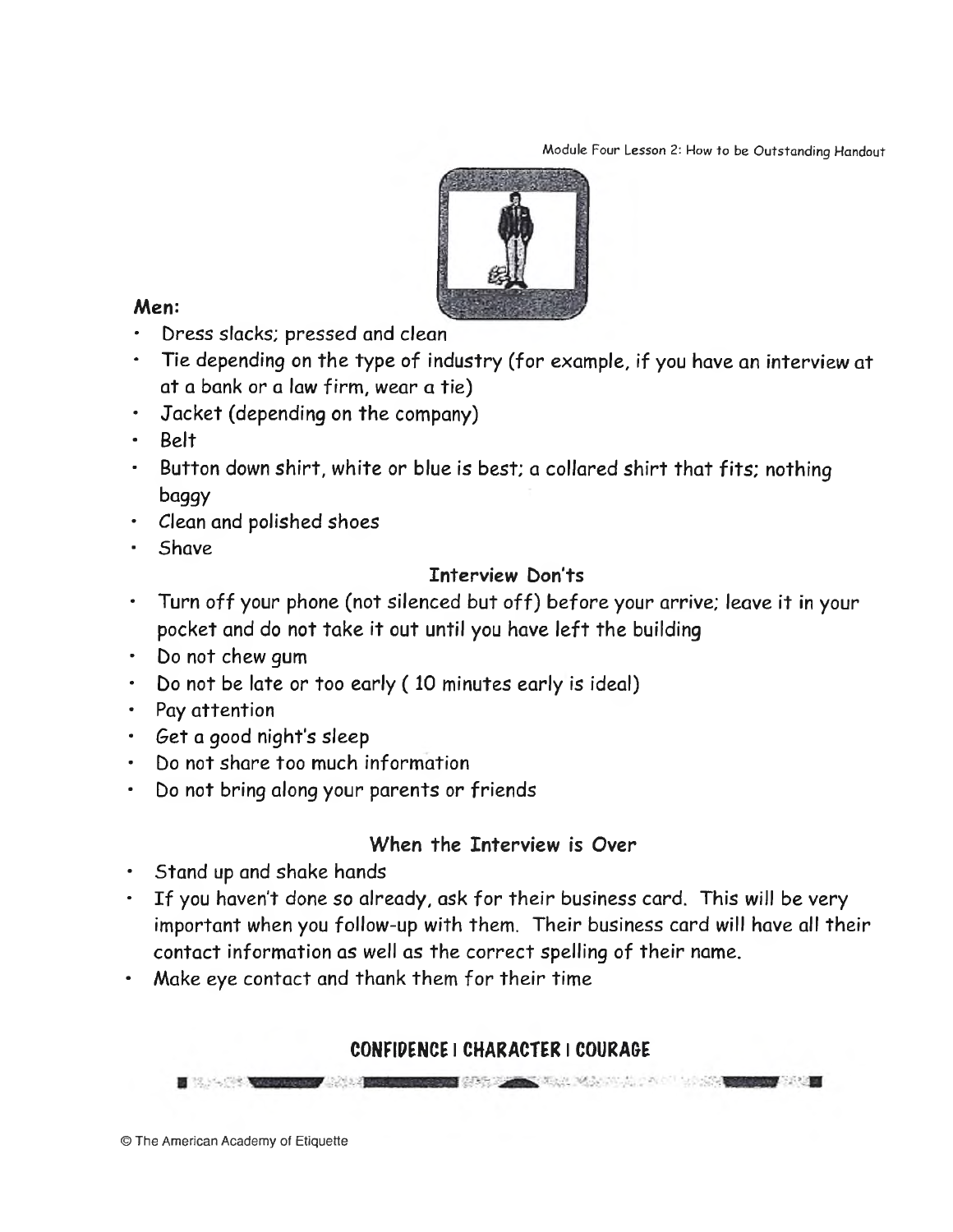**Men:**

- Dress slacks; pressed and clean
- Tie depending on the type of industry (for example, if you have an interview at at a bank or a law firm, wear a tie)
- Jacket (depending on the company)
- Belt
- Button down shirt, white or blue is best; a collared shirt that fits; nothing baggy
- Clean and polished shoes
- Shave

### Interview Don'ts

- Turn off your phone (not silenced but off) before your arrive; leave it in your pocket and do not take it out until you have left the building
- Do not chew gum
- Do not be late or too early ( 10 minutes early is ideal)
- Pay attention
- Get a good night's sleep
- Do not share too much information
- Do not bring along your parents or friends

### When the Interview is Over

- Stand up and shake hands
- If you haven't done so already, ask for their business card. This will be very important when you follow-up with them. Their business card will have all their contact information as well as the correct spelling of their name.
- Make eye contact and thank them for their time

**CONFIDENCE | CHARACTER | COURAGE**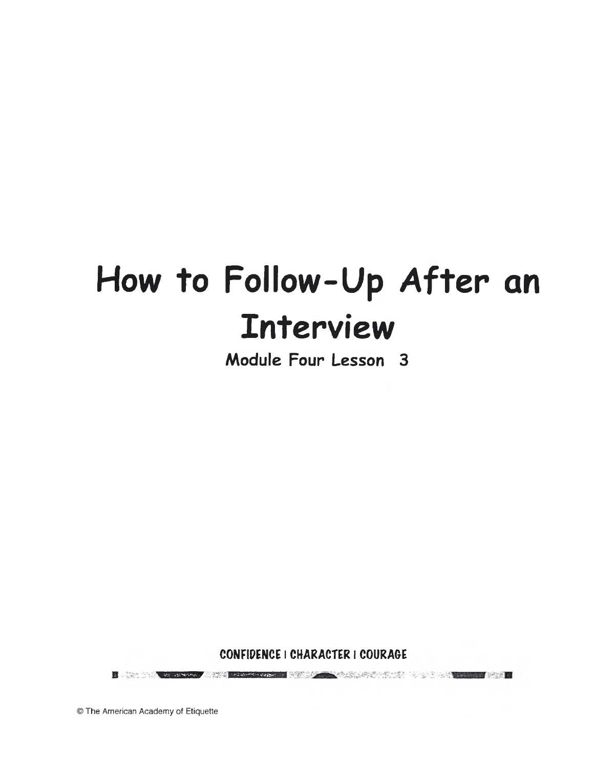# How to Follow-Up After an Interview

**Module Four Lesson 3**

**CONFIDENCE | CHARACTER | COURAGE**

© The American Academy of Etiquette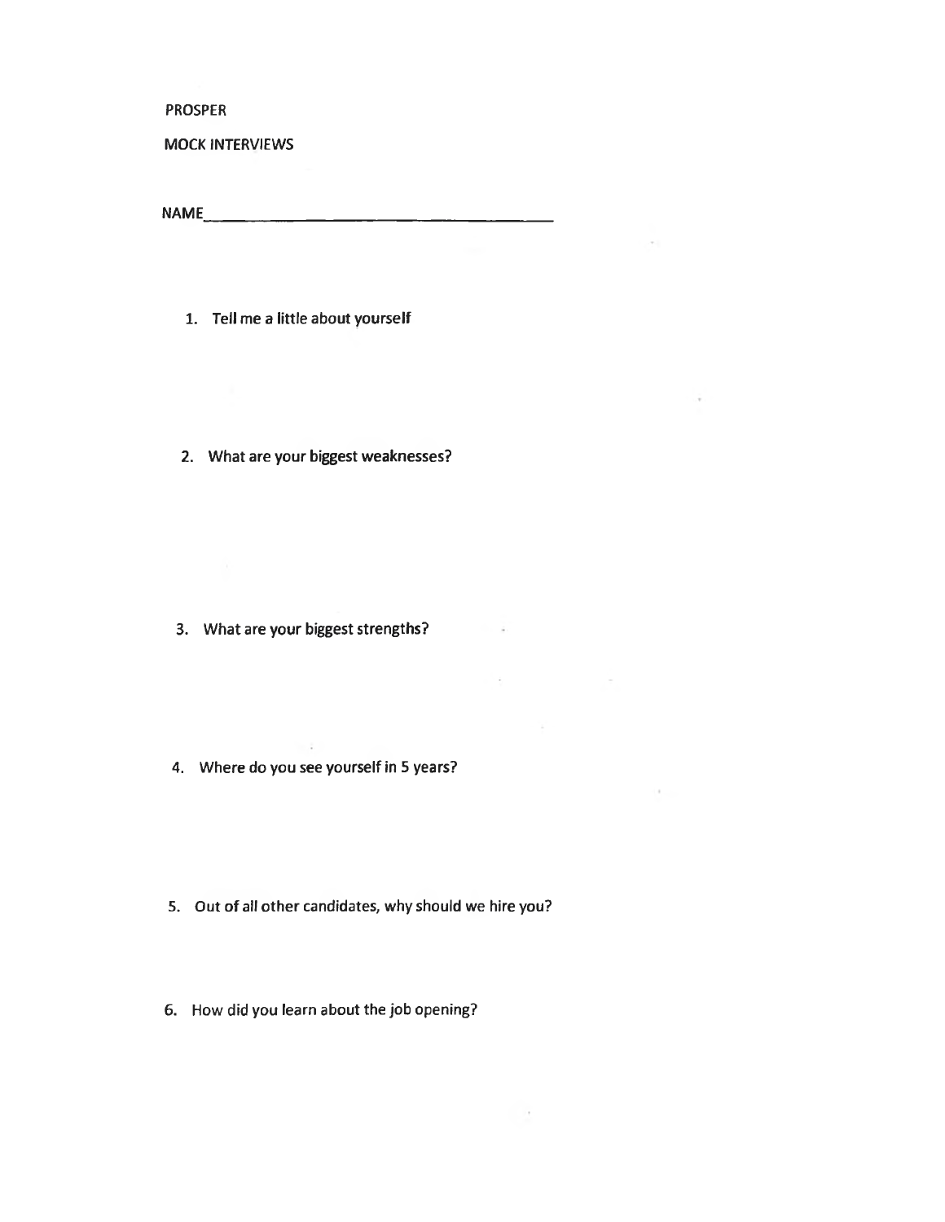PROSPER

MOCK INTERVIEWS

NAME_______________________________________

1. Tell me a little about yourself

2. What are your biggest weaknesses?

3. What are your biggest strengths?

4. Where do you see yourself in 5 years?

5. Out of all other candidates, why should we hire you?

6. How did you learn about the job opening?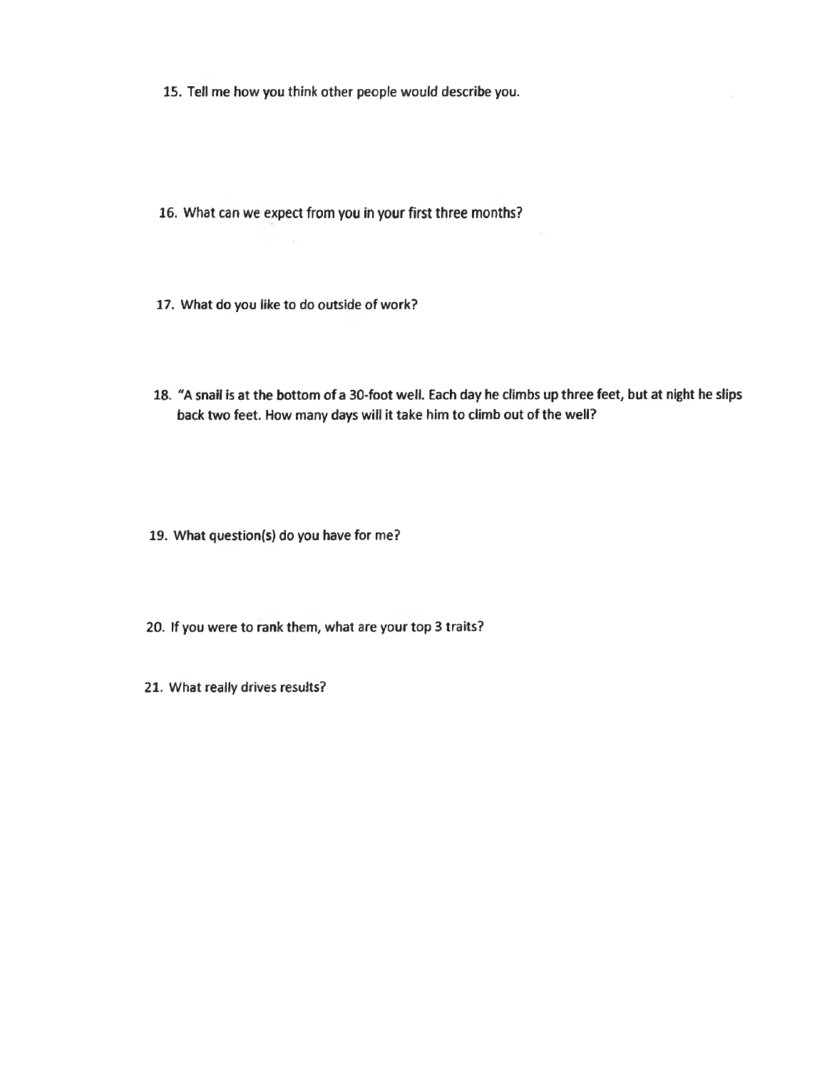15. Tell me how you think other people would describe you.

16. What can we expect from you in your first three months?

17. What do you like to do outside of work?

18. "A snail is at the bottom of a 30-foot well. Each day he climbs up three feet, but at night he slips back two feet. How many days will it take him to climb out of the well?

19. What question(s) do you have for me?

20. If you were to rank them, what are your top 3 traits?

21. What really drives results?